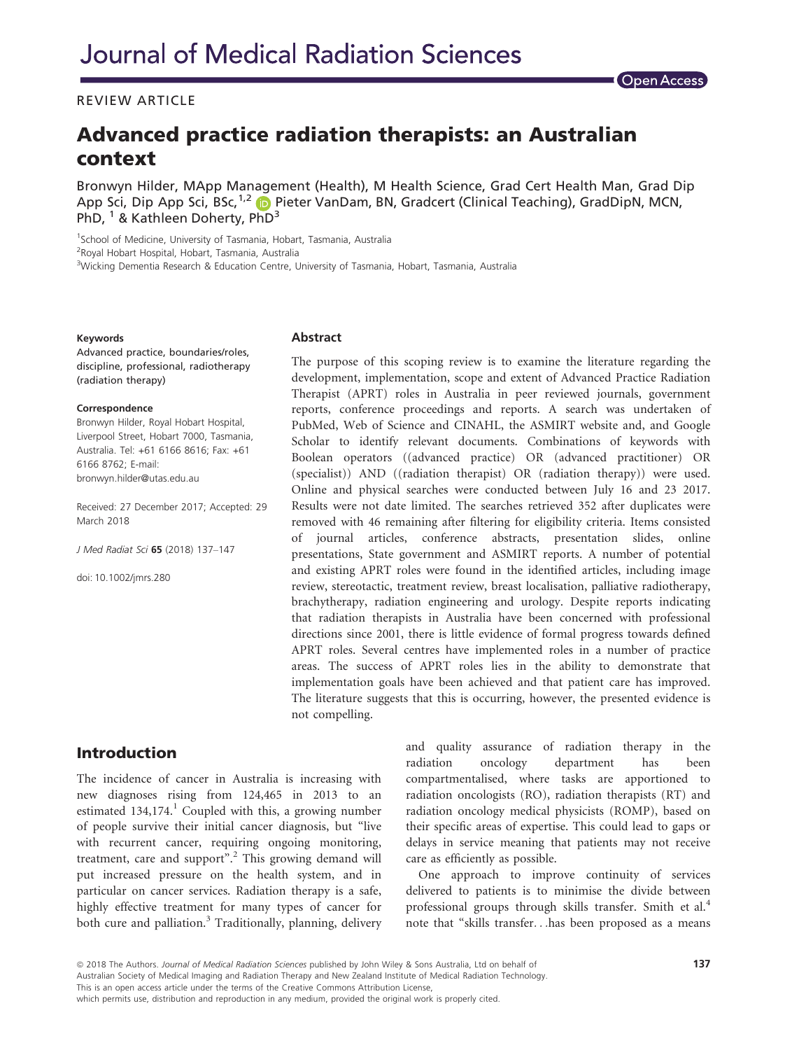Journal of Medical Radiation Sciences

Open Access

REVIEW ARTICLE

# Advanced practice radiation therapists: an Australian context

Bronwyn Hilder, MApp Management (Health), M Health Science, Grad Cert Health Man, Grad Dip App Sci, Dip App Sci, BSc,[1,2] Pieter VanDam, BN, Gradcert (Clinical Teaching), GradDipN, MCN, PhD,[1] & Kathleen Doherty, PhD[3]

[1]School of Medicine, University of Tasmania, Hobart, Tasmania, Australia
[2]Royal Hobart Hospital, Hobart, Tasmania, Australia
[3]Wicking Dementia Research & Education Centre, University of Tasmania, Hobart, Tasmania, Australia

**Keywords**

Advanced practice, boundaries/roles, discipline, professional, radiotherapy (radiation therapy)

**Correspondence**

Bronwyn Hilder, Royal Hobart Hospital, Liverpool Street, Hobart 7000, Tasmania, Australia. Tel: +61 6166 8616; Fax: +61 6166 8762; E-mail: bronwyn.hilder@utas.edu.au

Received: 27 December 2017; Accepted: 29 March 2018

*J Med Radiat Sci* **65** (2018) 137–147

doi: 10.1002/jmrs.280

## Abstract

The purpose of this scoping review is to examine the literature regarding the development, implementation, scope and extent of Advanced Practice Radiation Therapist (APRT) roles in Australia in peer reviewed journals, government reports, conference proceedings and reports. A search was undertaken of PubMed, Web of Science and CINAHL, the ASMIRT website and, and Google Scholar to identify relevant documents. Combinations of keywords with Boolean operators ((advanced practice) OR (advanced practitioner) OR (specialist)) AND ((radiation therapist) OR (radiation therapy)) were used. Online and physical searches were conducted between July 16 and 23 2017. Results were not date limited. The searches retrieved 352 after duplicates were removed with 46 remaining after filtering for eligibility criteria. Items consisted of journal articles, conference abstracts, presentation slides, online presentations, State government and ASMIRT reports. A number of potential and existing APRT roles were found in the identified articles, including image review, stereotactic, treatment review, breast localisation, palliative radiotherapy, brachytherapy, radiation engineering and urology. Despite reports indicating that radiation therapists in Australia have been concerned with professional directions since 2001, there is little evidence of formal progress towards defined APRT roles. Several centres have implemented roles in a number of practice areas. The success of APRT roles lies in the ability to demonstrate that implementation goals have been achieved and that patient care has improved. The literature suggests that this is occurring, however, the presented evidence is not compelling.

## Introduction

The incidence of cancer in Australia is increasing with new diagnoses rising from 124,465 in 2013 to an estimated 134,174.[1] Coupled with this, a growing number of people survive their initial cancer diagnosis, but "live with recurrent cancer, requiring ongoing monitoring, treatment, care and support".[2] This growing demand will put increased pressure on the health system, and in particular on cancer services. Radiation therapy is a safe, highly effective treatment for many types of cancer for both cure and palliation.[3] Traditionally, planning, delivery and quality assurance of radiation therapy in the radiation oncology department has been compartmentalised, where tasks are apportioned to radiation oncologists (RO), radiation therapists (RT) and radiation oncology medical physicists (ROMP), based on their specific areas of expertise. This could lead to gaps or delays in service meaning that patients may not receive care as efficiently as possible.

One approach to improve continuity of services delivered to patients is to minimise the divide between professional groups through skills transfer. Smith et al.[4] note that "skills transfer…has been proposed as a means

© 2018 The Authors. *Journal of Medical Radiation Sciences* published by John Wiley & Sons Australia, Ltd on behalf of Australian Society of Medical Imaging and Radiation Therapy and New Zealand Institute of Medical Radiation Technology. This is an open access article under the terms of the Creative Commons Attribution License, which permits use, distribution and reproduction in any medium, provided the original work is properly cited.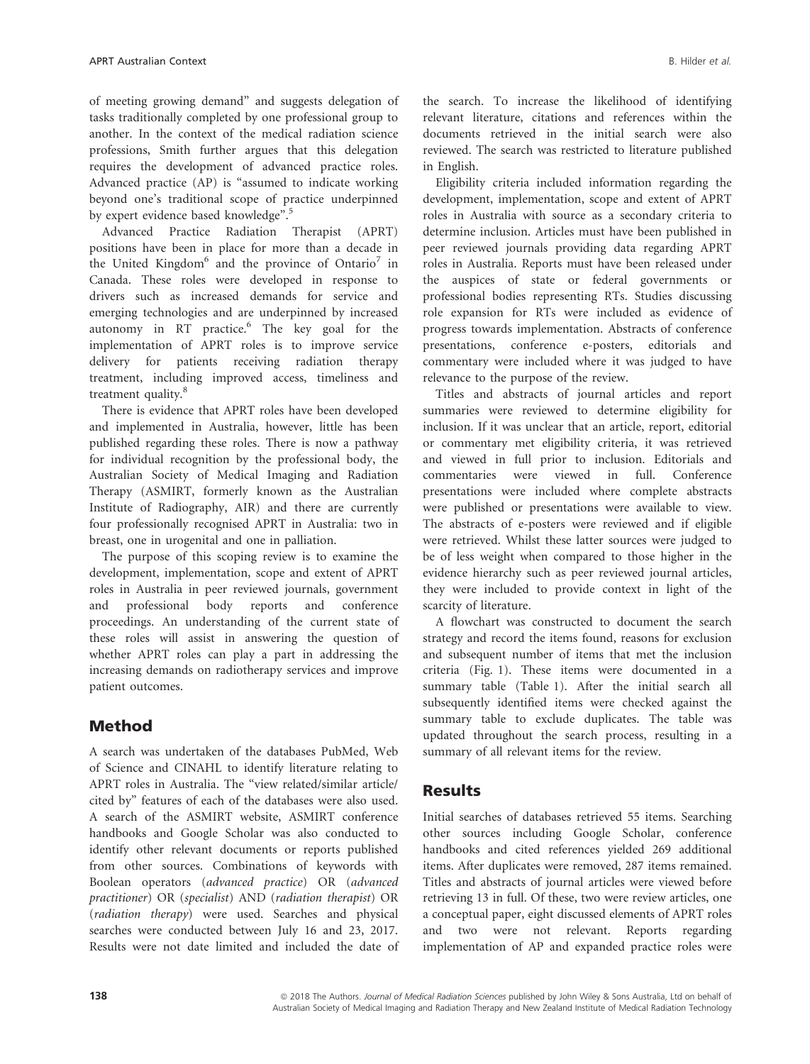of meeting growing demand" and suggests delegation of tasks traditionally completed by one professional group to another. In the context of the medical radiation science professions, Smith further argues that this delegation requires the development of advanced practice roles. Advanced practice (AP) is "assumed to indicate working beyond one's traditional scope of practice underpinned by expert evidence based knowledge".[5]

Advanced Practice Radiation Therapist (APRT) positions have been in place for more than a decade in the United Kingdom[6] and the province of Ontario[7] in Canada. These roles were developed in response to drivers such as increased demands for service and emerging technologies and are underpinned by increased autonomy in RT practice.[6] The key goal for the implementation of APRT roles is to improve service delivery for patients receiving radiation therapy treatment, including improved access, timeliness and treatment quality.[8]

There is evidence that APRT roles have been developed and implemented in Australia, however, little has been published regarding these roles. There is now a pathway for individual recognition by the professional body, the Australian Society of Medical Imaging and Radiation Therapy (ASMIRT, formerly known as the Australian Institute of Radiography, AIR) and there are currently four professionally recognised APRT in Australia: two in breast, one in urogenital and one in palliation.

The purpose of this scoping review is to examine the development, implementation, scope and extent of APRT roles in Australia in peer reviewed journals, government and professional body reports and conference proceedings. An understanding of the current state of these roles will assist in answering the question of whether APRT roles can play a part in addressing the increasing demands on radiotherapy services and improve patient outcomes.

## Method

A search was undertaken of the databases PubMed, Web of Science and CINAHL to identify literature relating to APRT roles in Australia. The "view related/similar article/cited by" features of each of the databases were also used. A search of the ASMIRT website, ASMIRT conference handbooks and Google Scholar was also conducted to identify other relevant documents or reports published from other sources. Combinations of keywords with Boolean operators (*advanced practice*) OR (*advanced practitioner*) OR (*specialist*) AND (*radiation therapist*) OR (*radiation therapy*) were used. Searches and physical searches were conducted between July 16 and 23, 2017. Results were not date limited and included the date of the search. To increase the likelihood of identifying relevant literature, citations and references within the documents retrieved in the initial search were also reviewed. The search was restricted to literature published in English.

Eligibility criteria included information regarding the development, implementation, scope and extent of APRT roles in Australia with source as a secondary criteria to determine inclusion. Articles must have been published in peer reviewed journals providing data regarding APRT roles in Australia. Reports must have been released under the auspices of state or federal governments or professional bodies representing RTs. Studies discussing role expansion for RTs were included as evidence of progress towards implementation. Abstracts of conference presentations, conference e-posters, editorials and commentary were included where it was judged to have relevance to the purpose of the review.

Titles and abstracts of journal articles and report summaries were reviewed to determine eligibility for inclusion. If it was unclear that an article, report, editorial or commentary met eligibility criteria, it was retrieved and viewed in full prior to inclusion. Editorials and commentaries were viewed in full. Conference presentations were included where complete abstracts were published or presentations were available to view. The abstracts of e-posters were reviewed and if eligible were retrieved. Whilst these latter sources were judged to be of less weight when compared to those higher in the evidence hierarchy such as peer reviewed journal articles, they were included to provide context in light of the scarcity of literature.

A flowchart was constructed to document the search strategy and record the items found, reasons for exclusion and subsequent number of items that met the inclusion criteria (Fig. 1). These items were documented in a summary table (Table 1). After the initial search all subsequently identified items were checked against the summary table to exclude duplicates. The table was updated throughout the search process, resulting in a summary of all relevant items for the review.

## Results

Initial searches of databases retrieved 55 items. Searching other sources including Google Scholar, conference handbooks and cited references yielded 269 additional items. After duplicates were removed, 287 items remained. Titles and abstracts of journal articles were viewed before retrieving 13 in full. Of these, two were review articles, one a conceptual paper, eight discussed elements of APRT roles and two were not relevant. Reports regarding implementation of AP and expanded practice roles were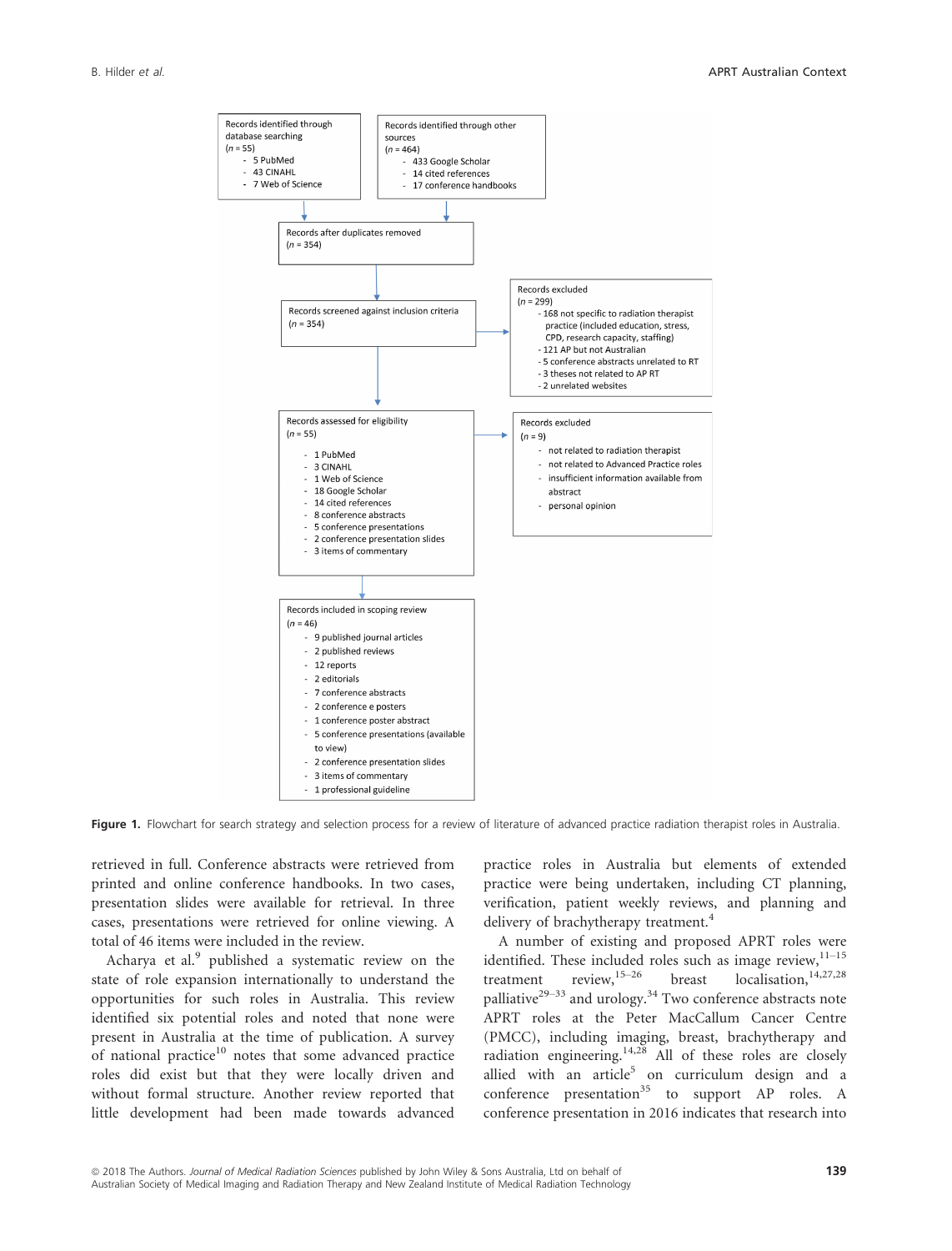Records identified through database searching
($n$ = 55)
- 5 PubMed
- 43 CINAHL
- 7 Web of Science

Records identified through other sources
($n$ = 464)
- 433 Google Scholar
- 14 cited references
- 17 conference handbooks

Records after duplicates removed
($n$ = 354)

Records screened against inclusion criteria
($n$ = 354)

Records excluded
($n$ = 299)
- 168 not specific to radiation therapist practice (included education, stress, CPD, research capacity, staffing)
- 121 AP but not Australian
- 5 conference abstracts unrelated to RT
- 3 theses not related to AP RT
- 2 unrelated websites

Records assessed for eligibility
($n$ = 55)
- 1 PubMed
- 3 CINAHL
- 1 Web of Science
- 18 Google Scholar
- 14 cited references
- 8 conference abstracts
- 5 conference presentations
- 2 conference presentation slides
- 3 items of commentary

Records excluded
($n$ = 9)
- not related to radiation therapist
- not related to Advanced Practice roles
- insufficient information available from abstract
- personal opinion

Records included in scoping review
($n$ = 46)
- 9 published journal articles
- 2 published reviews
- 12 reports
- 2 editorials
- 7 conference abstracts
- 2 conference e posters
- 1 conference poster abstract
- 5 conference presentations (available to view)
- 2 conference presentation slides
- 3 items of commentary
- 1 professional guideline

**Figure 1.** Flowchart for search strategy and selection process for a review of literature of advanced practice radiation therapist roles in Australia.

retrieved in full. Conference abstracts were retrieved from printed and online conference handbooks. In two cases, presentation slides were available for retrieval. In three cases, presentations were retrieved for online viewing. A total of 46 items were included in the review.

Acharya et al.[9] published a systematic review on the state of role expansion internationally to understand the opportunities for such roles in Australia. This review identified six potential roles and noted that none were present in Australia at the time of publication. A survey of national practice[10] notes that some advanced practice roles did exist but that they were locally driven and without formal structure. Another review reported that little development had been made towards advanced practice roles in Australia but elements of extended practice were being undertaken, including CT planning, verification, patient weekly reviews, and planning and delivery of brachytherapy treatment.[4]

A number of existing and proposed APRT roles were identified. These included roles such as image review,[11–15] treatment review,[15–26] breast localisation,[14,27,28] palliative[29–33] and urology.[34] Two conference abstracts note APRT roles at the Peter MacCallum Cancer Centre (PMCC), including imaging, breast, brachytherapy and radiation engineering.[14,28] All of these roles are closely allied with an article[5] on curriculum design and a conference presentation[35] to support AP roles. A conference presentation in 2016 indicates that research into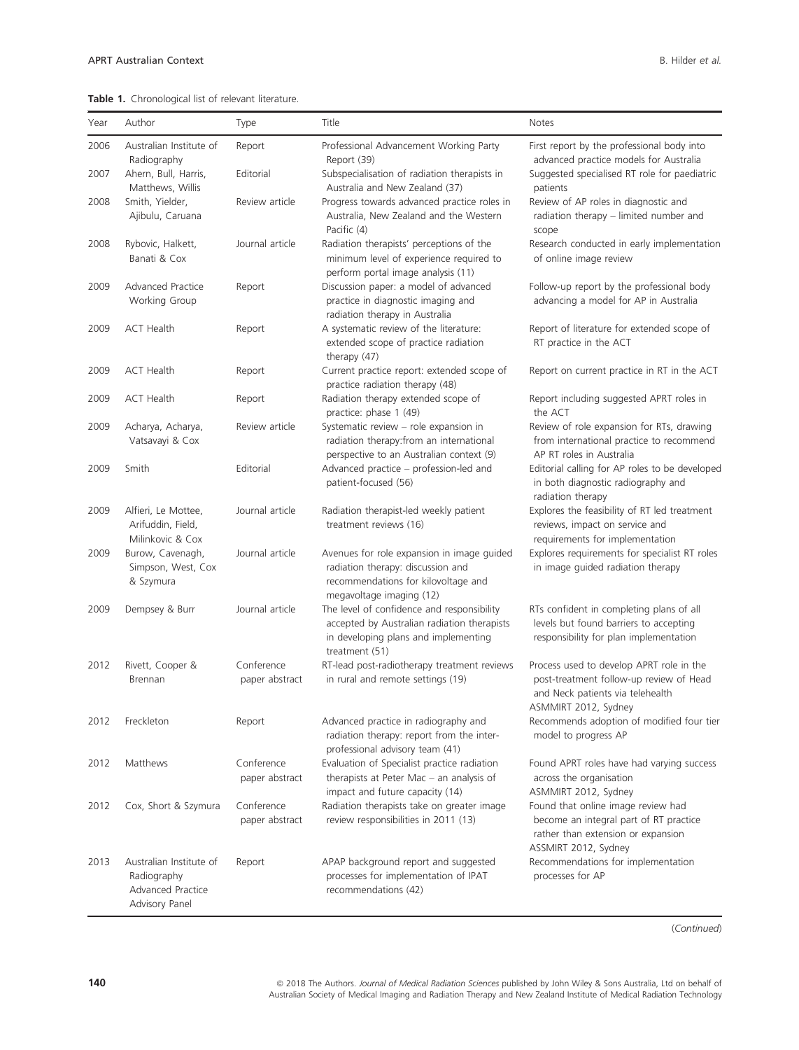**Table 1.** Chronological list of relevant literature.

| Year | Author | Type | Title | Notes |
|---|---|---|---|---|
| 2006 | Australian Institute of Radiography | Report | Professional Advancement Working Party Report (39) | First report by the professional body into advanced practice models for Australia |
| 2007 | Ahern, Bull, Harris, Matthews, Willis | Editorial | Subspecialisation of radiation therapists in Australia and New Zealand (37) | Suggested specialised RT role for paediatric patients |
| 2008 | Smith, Yielder, Ajibulu, Caruana | Review article | Progress towards advanced practice roles in Australia, New Zealand and the Western Pacific (4) | Review of AP roles in diagnostic and radiation therapy – limited number and scope |
| 2008 | Rybovic, Halkett, Banati & Cox | Journal article | Radiation therapists' perceptions of the minimum level of experience required to perform portal image analysis (11) | Research conducted in early implementation of online image review |
| 2009 | Advanced Practice Working Group | Report | Discussion paper: a model of advanced practice in diagnostic imaging and radiation therapy in Australia | Follow-up report by the professional body advancing a model for AP in Australia |
| 2009 | ACT Health | Report | A systematic review of the literature: extended scope of practice radiation therapy (47) | Report of literature for extended scope of RT practice in the ACT |
| 2009 | ACT Health | Report | Current practice report: extended scope of practice radiation therapy (48) | Report on current practice in RT in the ACT |
| 2009 | ACT Health | Report | Radiation therapy extended scope of practice: phase 1 (49) | Report including suggested APRT roles in the ACT |
| 2009 | Acharya, Acharya, Vatsavayi & Cox | Review article | Systematic review – role expansion in radiation therapy:from an international perspective to an Australian context (9) | Review of role expansion for RTs, drawing from international practice to recommend AP RT roles in Australia |
| 2009 | Smith | Editorial | Advanced practice – profession-led and patient-focused (56) | Editorial calling for AP roles to be developed in both diagnostic radiography and radiation therapy |
| 2009 | Alfieri, Le Mottee, Arifuddin, Field, Milinkovic & Cox | Journal article | Radiation therapist-led weekly patient treatment reviews (16) | Explores the feasibility of RT led treatment reviews, impact on service and requirements for implementation |
| 2009 | Burow, Cavenagh, Simpson, West, Cox & Szymura | Journal article | Avenues for role expansion in image guided radiation therapy: discussion and recommendations for kilovoltage and megavoltage imaging (12) | Explores requirements for specialist RT roles in image guided radiation therapy |
| 2009 | Dempsey & Burr | Journal article | The level of confidence and responsibility accepted by Australian radiation therapists in developing plans and implementing treatment (51) | RTs confident in completing plans of all levels but found barriers to accepting responsibility for plan implementation |
| 2012 | Rivett, Cooper & Brennan | Conference paper abstract | RT-lead post-radiotherapy treatment reviews in rural and remote settings (19) | Process used to develop APRT role in the post-treatment follow-up review of Head and Neck patients via telehealth ASMMIRT 2012, Sydney |
| 2012 | Freckleton | Report | Advanced practice in radiography and radiation therapy: report from the inter-professional advisory team (41) | Recommends adoption of modified four tier model to progress AP |
| 2012 | Matthews | Conference paper abstract | Evaluation of Specialist practice radiation therapists at Peter Mac – an analysis of impact and future capacity (14) | Found APRT roles have had varying success across the organisation ASMMIRT 2012, Sydney |
| 2012 | Cox, Short & Szymura | Conference paper abstract | Radiation therapists take on greater image review responsibilities in 2011 (13) | Found that online image review had become an integral part of RT practice rather than extension or expansion ASSMIRT 2012, Sydney |
| 2013 | Australian Institute of Radiography Advanced Practice Advisory Panel | Report | APAP background report and suggested processes for implementation of IPAT recommendations (42) | Recommendations for implementation processes for AP |

(Continued)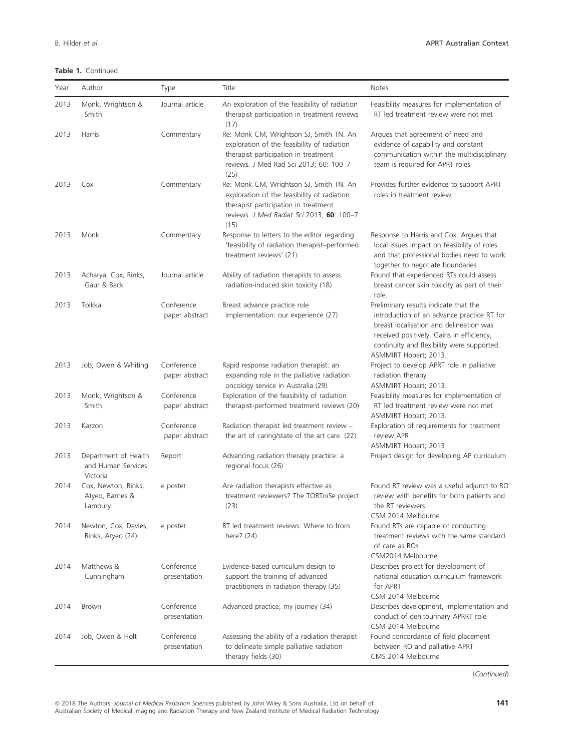**Table 1.** Continued.

| Year | Author | Type | Title | Notes |
|---|---|---|---|---|
| 2013 | Monk, Wrightson & Smith | Journal article | An exploration of the feasibility of radiation therapist participation in treatment reviews (17) | Feasibility measures for implementation of RT led treatment review were not met |
| 2013 | Harris | Commentary | Re: Monk CM, Wrightson SJ, Smith TN. An exploration of the feasibility of radiation therapist participation in treatment reviews. J Med Rad Sci 2013; 60: 100–7 (25) | Argues that agreement of need and evidence of capability and constant communication within the multidisciplinary team is required for APRT roles |
| 2013 | Cox | Commentary | Re: Monk CM, Wrightson SJ, Smith TN. An exploration of the feasibility of radiation therapist participation in treatment reviews. *J Med Radiat Sci* 2013; **60**: 100–7 (15) | Provides further evidence to support APRT roles in treatment review |
| 2013 | Monk | Commentary | Response to letters to the editor regarding 'feasibility of radiation therapist–performed treatment reviews' (21) | Response to Harris and Cox. Argues that local issues impact on feasibility of roles and that professional bodies need to work together to negotiate boundaries |
| 2013 | Acharya, Cox, Rinks, Gaur & Back | Journal article | Ability of radiation therapists to assess radiation-induced skin toxicity (18) | Found that experienced RTs could assess breast cancer skin toxicity as part of their role. |
| 2013 | Toikka | Conference paper abstract | Breast advance practice role implementation: our experience (27) | Preliminary results indicate that the introduction of an advance practice RT for breast localisation and delineation was received positively. Gains in efficiency, continuity and flexibility were supported. ASMMIRT Hobart; 2013. |
| 2013 | Job, Owen & Whiting | Conference paper abstract | Rapid response radiation therapist: an expanding role in the palliative radiation oncology service in Australia (29) | Project to develop APRT role in palliative radiation therapy ASMMIRT Hobart; 2013. |
| 2013 | Monk, Wrightson & Smith | Conference paper abstract | Exploration of the feasibility of radiation therapist-performed treatment reviews (20) | Feasibility measures for implementation of RT led treatment review were not met ASMMIRT Hobart; 2013. |
| 2013 | Karzon | Conference paper abstract | Radiation therapist led treatment review – the art of caring/state of the art care. (22) | Exploration of requirements for treatment review APR ASMMIRT Hobart; 2013 |
| 2013 | Department of Health and Human Services Victoria | Report | Advancing radiation therapy practice: a regional focus (26) | Project design for developing AP curriculum |
| 2014 | Cox, Newton, Rinks, Atyeo, Barnes & Lamoury | e poster | Are radiation therapists effective as treatment reviewers? The TORToiSe project (23) | Found RT review was a useful adjunct to RO review with benefits for both patients and the RT reviewers CSM 2014 Melbourne |
| 2014 | Newton, Cox, Davies, Rinks, Atyeo (24) | e poster | RT led treatment reviews: Where to from here? (24) | Found RTs are capable of conducting treatment reviews with the same standard of care as ROs CSM2014 Melbourne |
| 2014 | Matthews & Cunningham | Conference presentation | Evidence-based curriculum design to support the training of advanced practitioners in radiation therapy (35) | Describes project for development of national education curriculum framework for APRT CSM 2014 Melbourne |
| 2014 | Brown | Conference presentation | Advanced practice, my journey (34) | Describes development, implementation and conduct of genitourinary APRRT role CSM 2014 Melbourne |
| 2014 | Job, Owen & Holt | Conference presentation | Assessing the ability of a radiation therapist to delineate simple palliative radiation therapy fields (30) | Found concordance of field placement between RO and palliative APRT CMS 2014 Melbourne |

(*Continued*)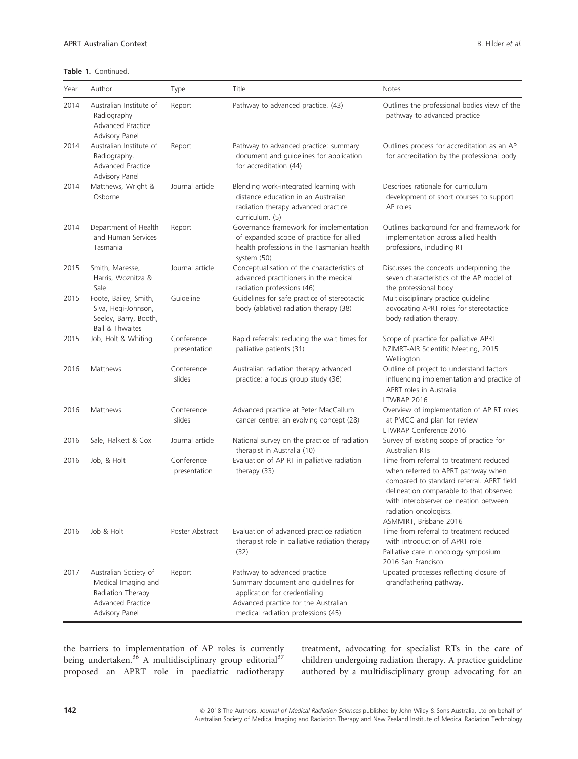**Table 1.** Continued.

| Year | Author | Type | Title | Notes |
|---|---|---|---|---|
| 2014 | Australian Institute of Radiography Advanced Practice Advisory Panel | Report | Pathway to advanced practice. (43) | Outlines the professional bodies view of the pathway to advanced practice |
| 2014 | Australian Institute of Radiography. Advanced Practice Advisory Panel | Report | Pathway to advanced practice: summary document and guidelines for application for accreditation (44) | Outlines process for accreditation as an AP for accreditation by the professional body |
| 2014 | Matthews, Wright & Osborne | Journal article | Blending work-integrated learning with distance education in an Australian radiation therapy advanced practice curriculum. (5) | Describes rationale for curriculum development of short courses to support AP roles |
| 2014 | Department of Health and Human Services Tasmania | Report | Governance framework for implementation of expanded scope of practice for allied health professions in the Tasmanian health system (50) | Outlines background for and framework for implementation across allied health professions, including RT |
| 2015 | Smith, Maresse, Harris, Woznitza & Sale | Journal article | Conceptualisation of the characteristics of advanced practitioners in the medical radiation professions (46) | Discusses the concepts underpinning the seven characteristics of the AP model of the professional body |
| 2015 | Foote, Bailey, Smith, Siva, Hegi-Johnson, Seeley, Barry, Booth, Ball & Thwaites | Guideline | Guidelines for safe practice of stereotactic body (ablative) radiation therapy (38) | Multidisciplinary practice guideline advocating APRT roles for stereotactice body radiation therapy. |
| 2015 | Job, Holt & Whiting | Conference presentation | Rapid referrals: reducing the wait times for palliative patients (31) | Scope of practice for palliative APRT NZIMRT-AIR Scientific Meeting, 2015 Wellington |
| 2016 | Matthews | Conference slides | Australian radiation therapy advanced practice: a focus group study (36) | Outline of project to understand factors influencing implementation and practice of APRT roles in Australia LTWRAP 2016 |
| 2016 | Matthews | Conference slides | Advanced practice at Peter MacCallum cancer centre: an evolving concept (28) | Overview of implementation of AP RT roles at PMCC and plan for review LTWRAP Conference 2016 |
| 2016 | Sale, Halkett & Cox | Journal article | National survey on the practice of radiation therapist in Australia (10) | Survey of existing scope of practice for Australian RTs |
| 2016 | Job, & Holt | Conference presentation | Evaluation of AP RT in palliative radiation therapy (33) | Time from referral to treatment reduced when referred to APRT pathway when compared to standard referral. APRT field delineation comparable to that observed with interobserver delineation between radiation oncologists. ASMMIRT, Brisbane 2016 |
| 2016 | Job & Holt | Poster Abstract | Evaluation of advanced practice radiation therapist role in palliative radiation therapy (32) | Time from referral to treatment reduced with introduction of APRT role Palliative care in oncology symposium 2016 San Francisco |
| 2017 | Australian Society of Medical Imaging and Radiation Therapy Advanced Practice Advisory Panel | Report | Pathway to advanced practice Summary document and guidelines for application for credentialing Advanced practice for the Australian medical radiation professions (45) | Updated processes reflecting closure of grandfathering pathway. |

the barriers to implementation of AP roles is currently being undertaken.[36] A multidisciplinary group editorial[37] proposed an APRT role in paediatric radiotherapy treatment, advocating for specialist RTs in the care of children undergoing radiation therapy. A practice guideline authored by a multidisciplinary group advocating for an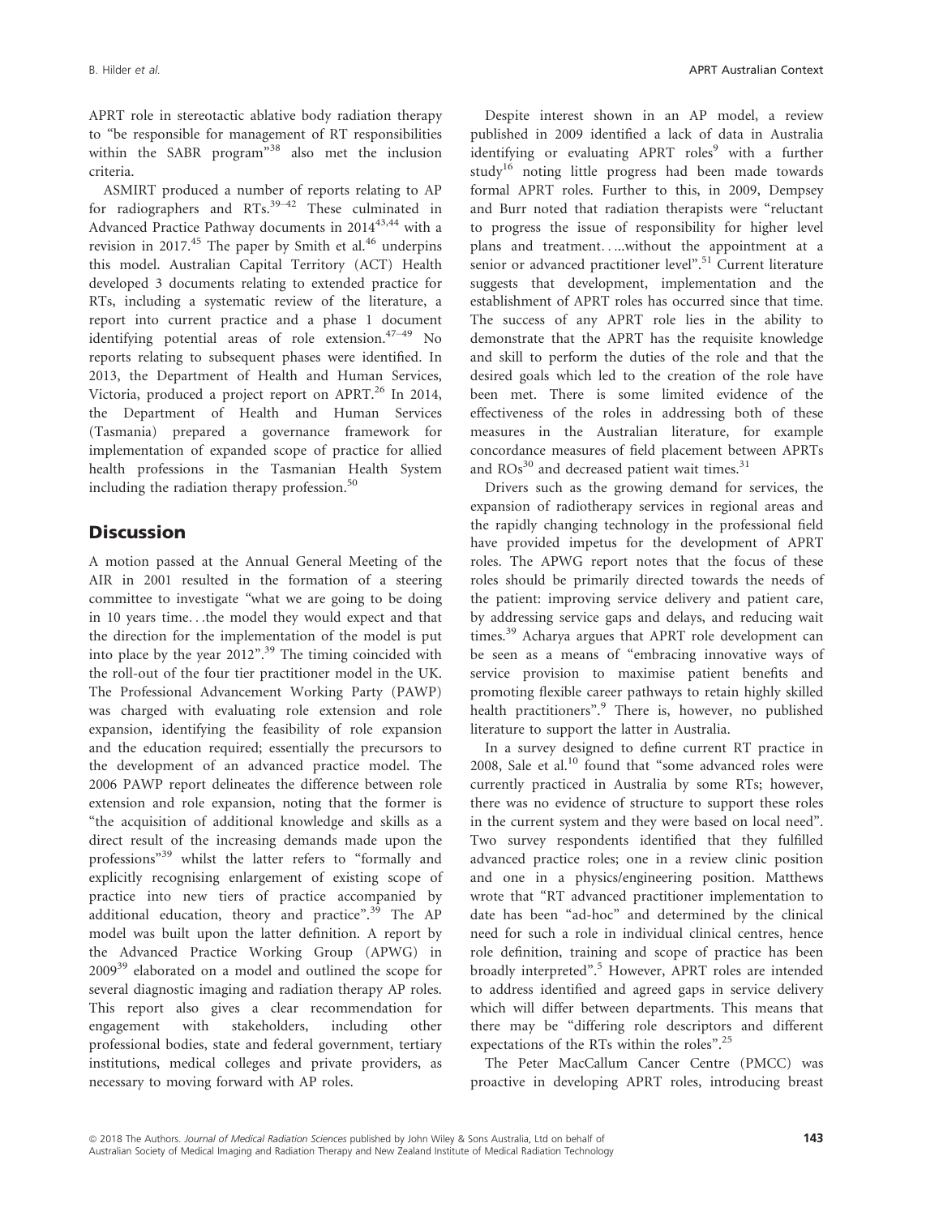APRT role in stereotactic ablative body radiation therapy to "be responsible for management of RT responsibilities within the SABR program"[38] also met the inclusion criteria.

ASMIRT produced a number of reports relating to AP for radiographers and RTs.[39–42] These culminated in Advanced Practice Pathway documents in 2014[43,44] with a revision in 2017.[45] The paper by Smith et al.[46] underpins this model. Australian Capital Territory (ACT) Health developed 3 documents relating to extended practice for RTs, including a systematic review of the literature, a report into current practice and a phase 1 document identifying potential areas of role extension.[47–49] No reports relating to subsequent phases were identified. In 2013, the Department of Health and Human Services, Victoria, produced a project report on APRT.[26] In 2014, the Department of Health and Human Services (Tasmania) prepared a governance framework for implementation of expanded scope of practice for allied health professions in the Tasmanian Health System including the radiation therapy profession.[50]

## Discussion

A motion passed at the Annual General Meeting of the AIR in 2001 resulted in the formation of a steering committee to investigate "what we are going to be doing in 10 years time…the model they would expect and that the direction for the implementation of the model is put into place by the year 2012".[39] The timing coincided with the roll-out of the four tier practitioner model in the UK. The Professional Advancement Working Party (PAWP) was charged with evaluating role extension and role expansion, identifying the feasibility of role expansion and the education required; essentially the precursors to the development of an advanced practice model. The 2006 PAWP report delineates the difference between role extension and role expansion, noting that the former is "the acquisition of additional knowledge and skills as a direct result of the increasing demands made upon the professions"[39] whilst the latter refers to "formally and explicitly recognising enlargement of existing scope of practice into new tiers of practice accompanied by additional education, theory and practice".[39] The AP model was built upon the latter definition. A report by the Advanced Practice Working Group (APWG) in 2009[39] elaborated on a model and outlined the scope for several diagnostic imaging and radiation therapy AP roles. This report also gives a clear recommendation for engagement with stakeholders, including other professional bodies, state and federal government, tertiary institutions, medical colleges and private providers, as necessary to moving forward with AP roles.

Despite interest shown in an AP model, a review published in 2009 identified a lack of data in Australia identifying or evaluating APRT roles[9] with a further study[16] noting little progress had been made towards formal APRT roles. Further to this, in 2009, Dempsey and Burr noted that radiation therapists were "reluctant to progress the issue of responsibility for higher level plans and treatment…..without the appointment at a senior or advanced practitioner level".[51] Current literature suggests that development, implementation and the establishment of APRT roles has occurred since that time. The success of any APRT role lies in the ability to demonstrate that the APRT has the requisite knowledge and skill to perform the duties of the role and that the desired goals which led to the creation of the role have been met. There is some limited evidence of the effectiveness of the roles in addressing both of these measures in the Australian literature, for example concordance measures of field placement between APRTs and ROs[30] and decreased patient wait times.[31]

Drivers such as the growing demand for services, the expansion of radiotherapy services in regional areas and the rapidly changing technology in the professional field have provided impetus for the development of APRT roles. The APWG report notes that the focus of these roles should be primarily directed towards the needs of the patient: improving service delivery and patient care, by addressing service gaps and delays, and reducing wait times.[39] Acharya argues that APRT role development can be seen as a means of "embracing innovative ways of service provision to maximise patient benefits and promoting flexible career pathways to retain highly skilled health practitioners".[9] There is, however, no published literature to support the latter in Australia.

In a survey designed to define current RT practice in 2008, Sale et al.[10] found that "some advanced roles were currently practiced in Australia by some RTs; however, there was no evidence of structure to support these roles in the current system and they were based on local need". Two survey respondents identified that they fulfilled advanced practice roles; one in a review clinic position and one in a physics/engineering position. Matthews wrote that "RT advanced practitioner implementation to date has been "ad-hoc" and determined by the clinical need for such a role in individual clinical centres, hence role definition, training and scope of practice has been broadly interpreted".[5] However, APRT roles are intended to address identified and agreed gaps in service delivery which will differ between departments. This means that there may be "differing role descriptors and different expectations of the RTs within the roles".[25]

The Peter MacCallum Cancer Centre (PMCC) was proactive in developing APRT roles, introducing breast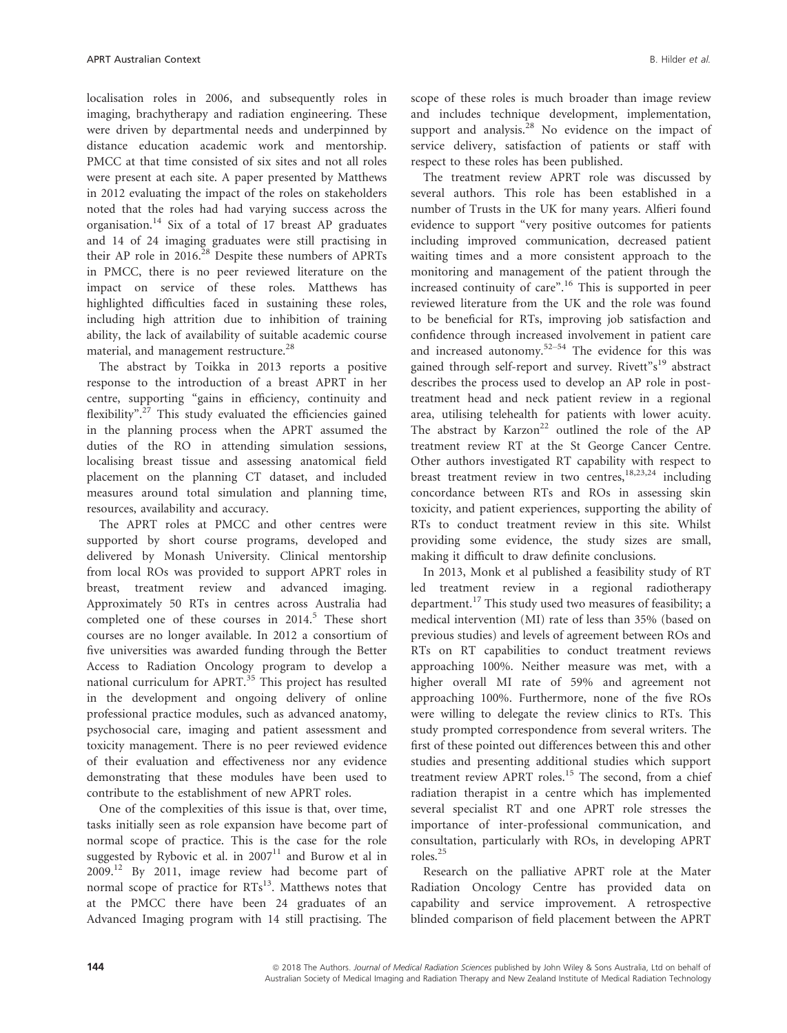localisation roles in 2006, and subsequently roles in imaging, brachytherapy and radiation engineering. These were driven by departmental needs and underpinned by distance education academic work and mentorship. PMCC at that time consisted of six sites and not all roles were present at each site. A paper presented by Matthews in 2012 evaluating the impact of the roles on stakeholders noted that the roles had had varying success across the organisation.[14] Six of a total of 17 breast AP graduates and 14 of 24 imaging graduates were still practising in their AP role in 2016.[28] Despite these numbers of APRTs in PMCC, there is no peer reviewed literature on the impact on service of these roles. Matthews has highlighted difficulties faced in sustaining these roles, including high attrition due to inhibition of training ability, the lack of availability of suitable academic course material, and management restructure.[28]

The abstract by Toikka in 2013 reports a positive response to the introduction of a breast APRT in her centre, supporting "gains in efficiency, continuity and flexibility".[27] This study evaluated the efficiencies gained in the planning process when the APRT assumed the duties of the RO in attending simulation sessions, localising breast tissue and assessing anatomical field placement on the planning CT dataset, and included measures around total simulation and planning time, resources, availability and accuracy.

The APRT roles at PMCC and other centres were supported by short course programs, developed and delivered by Monash University. Clinical mentorship from local ROs was provided to support APRT roles in breast, treatment review and advanced imaging. Approximately 50 RTs in centres across Australia had completed one of these courses in 2014.[5] These short courses are no longer available. In 2012 a consortium of five universities was awarded funding through the Better Access to Radiation Oncology program to develop a national curriculum for APRT.[35] This project has resulted in the development and ongoing delivery of online professional practice modules, such as advanced anatomy, psychosocial care, imaging and patient assessment and toxicity management. There is no peer reviewed evidence of their evaluation and effectiveness nor any evidence demonstrating that these modules have been used to contribute to the establishment of new APRT roles.

One of the complexities of this issue is that, over time, tasks initially seen as role expansion have become part of normal scope of practice. This is the case for the role suggested by Rybovic et al. in 2007[11] and Burow et al in 2009.[12] By 2011, image review had become part of normal scope of practice for RTs[13]. Matthews notes that at the PMCC there have been 24 graduates of an Advanced Imaging program with 14 still practising. The scope of these roles is much broader than image review and includes technique development, implementation, support and analysis.[28] No evidence on the impact of service delivery, satisfaction of patients or staff with respect to these roles has been published.

The treatment review APRT role was discussed by several authors. This role has been established in a number of Trusts in the UK for many years. Alfieri found evidence to support "very positive outcomes for patients including improved communication, decreased patient waiting times and a more consistent approach to the monitoring and management of the patient through the increased continuity of care".[16] This is supported in peer reviewed literature from the UK and the role was found to be beneficial for RTs, improving job satisfaction and confidence through increased involvement in patient care and increased autonomy.[52–54] The evidence for this was gained through self-report and survey. Rivett"s[19] abstract describes the process used to develop an AP role in post-treatment head and neck patient review in a regional area, utilising telehealth for patients with lower acuity. The abstract by Karzon[22] outlined the role of the AP treatment review RT at the St George Cancer Centre. Other authors investigated RT capability with respect to breast treatment review in two centres,[18,23,24] including concordance between RTs and ROs in assessing skin toxicity, and patient experiences, supporting the ability of RTs to conduct treatment review in this site. Whilst providing some evidence, the study sizes are small, making it difficult to draw definite conclusions.

In 2013, Monk et al published a feasibility study of RT led treatment review in a regional radiotherapy department.[17] This study used two measures of feasibility; a medical intervention (MI) rate of less than 35% (based on previous studies) and levels of agreement between ROs and RTs on RT capabilities to conduct treatment reviews approaching 100%. Neither measure was met, with a higher overall MI rate of 59% and agreement not approaching 100%. Furthermore, none of the five ROs were willing to delegate the review clinics to RTs. This study prompted correspondence from several writers. The first of these pointed out differences between this and other studies and presenting additional studies which support treatment review APRT roles.[15] The second, from a chief radiation therapist in a centre which has implemented several specialist RT and one APRT role stresses the importance of inter-professional communication, and consultation, particularly with ROs, in developing APRT roles.[25]

Research on the palliative APRT role at the Mater Radiation Oncology Centre has provided data on capability and service improvement. A retrospective blinded comparison of field placement between the APRT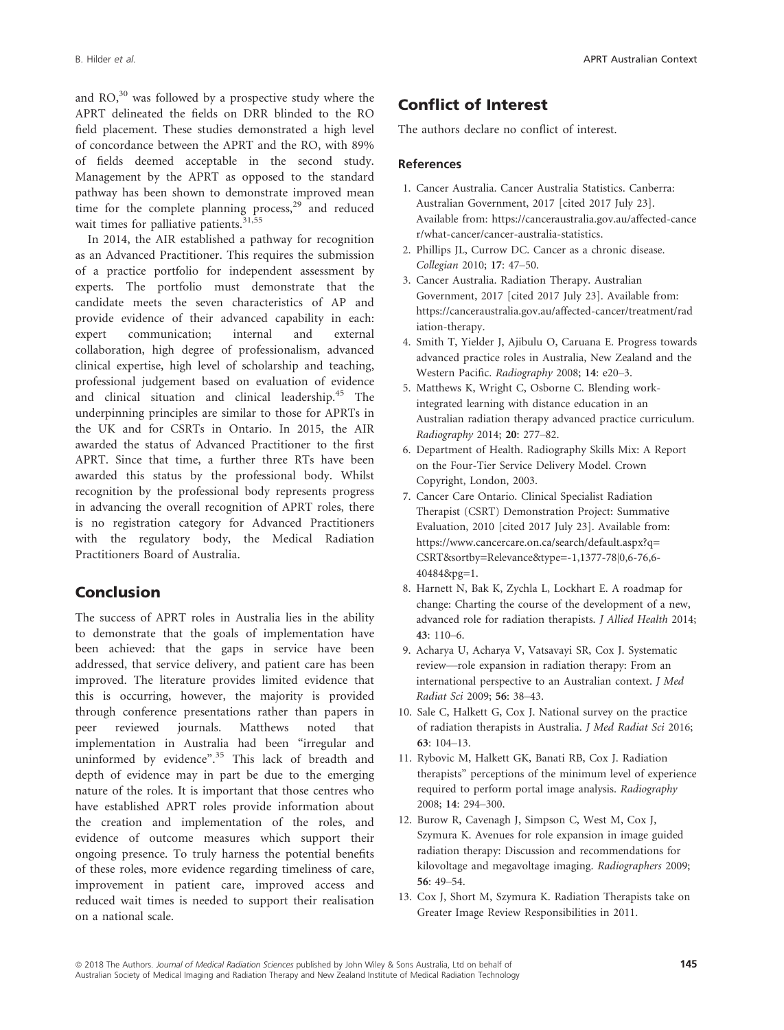and RO,[30] was followed by a prospective study where the APRT delineated the fields on DRR blinded to the RO field placement. These studies demonstrated a high level of concordance between the APRT and the RO, with 89% of fields deemed acceptable in the second study. Management by the APRT as opposed to the standard pathway has been shown to demonstrate improved mean time for the complete planning process,[29] and reduced wait times for palliative patients.[31,55]

In 2014, the AIR established a pathway for recognition as an Advanced Practitioner. This requires the submission of a practice portfolio for independent assessment by experts. The portfolio must demonstrate that the candidate meets the seven characteristics of AP and provide evidence of their advanced capability in each: expert communication; internal and external collaboration, high degree of professionalism, advanced clinical expertise, high level of scholarship and teaching, professional judgement based on evaluation of evidence and clinical situation and clinical leadership.[45] The underpinning principles are similar to those for APRTs in the UK and for CSRTs in Ontario. In 2015, the AIR awarded the status of Advanced Practitioner to the first APRT. Since that time, a further three RTs have been awarded this status by the professional body. Whilst recognition by the professional body represents progress in advancing the overall recognition of APRT roles, there is no registration category for Advanced Practitioners with the regulatory body, the Medical Radiation Practitioners Board of Australia.

## Conclusion

The success of APRT roles in Australia lies in the ability to demonstrate that the goals of implementation have been achieved: that the gaps in service have been addressed, that service delivery, and patient care has been improved. The literature provides limited evidence that this is occurring, however, the majority is provided through conference presentations rather than papers in peer reviewed journals. Matthews noted that implementation in Australia had been "irregular and uninformed by evidence".[35] This lack of breadth and depth of evidence may in part be due to the emerging nature of the roles. It is important that those centres who have established APRT roles provide information about the creation and implementation of the roles, and evidence of outcome measures which support their ongoing presence. To truly harness the potential benefits of these roles, more evidence regarding timeliness of care, improvement in patient care, improved access and reduced wait times is needed to support their realisation on a national scale.

## Conflict of Interest

The authors declare no conflict of interest.

### References

1. Cancer Australia. Cancer Australia Statistics. Canberra: Australian Government, 2017 [cited 2017 July 23]. Available from: https://canceraustralia.gov.au/affected-cancer/what-cancer/cancer-australia-statistics.
2. Phillips JL, Currow DC. Cancer as a chronic disease. *Collegian* 2010; **17**: 47–50.
3. Cancer Australia. Radiation Therapy. Australian Government, 2017 [cited 2017 July 23]. Available from: https://canceraustralia.gov.au/affected-cancer/treatment/radiation-therapy.
4. Smith T, Yielder J, Ajibulu O, Caruana E. Progress towards advanced practice roles in Australia, New Zealand and the Western Pacific. *Radiography* 2008; **14**: e20–3.
5. Matthews K, Wright C, Osborne C. Blending work-integrated learning with distance education in an Australian radiation therapy advanced practice curriculum. *Radiography* 2014; **20**: 277–82.
6. Department of Health. Radiography Skills Mix: A Report on the Four-Tier Service Delivery Model. Crown Copyright, London, 2003.
7. Cancer Care Ontario. Clinical Specialist Radiation Therapist (CSRT) Demonstration Project: Summative Evaluation, 2010 [cited 2017 July 23]. Available from: https://www.cancercare.on.ca/search/default.aspx?q=CSRT&sortby=Relevance&type=-1,1377-78|0,6-76,6-40484&pg=1.
8. Harnett N, Bak K, Zychla L, Lockhart E. A roadmap for change: Charting the course of the development of a new, advanced role for radiation therapists. *J Allied Health* 2014; **43**: 110–6.
9. Acharya U, Acharya V, Vatsavayi SR, Cox J. Systematic review—role expansion in radiation therapy: From an international perspective to an Australian context. *J Med Radiat Sci* 2009; **56**: 38–43.
10. Sale C, Halkett G, Cox J. National survey on the practice of radiation therapists in Australia. *J Med Radiat Sci* 2016; **63**: 104–13.
11. Rybovic M, Halkett GK, Banati RB, Cox J. Radiation therapists" perceptions of the minimum level of experience required to perform portal image analysis. *Radiography* 2008; **14**: 294–300.
12. Burow R, Cavenagh J, Simpson C, West M, Cox J, Szymura K. Avenues for role expansion in image guided radiation therapy: Discussion and recommendations for kilovoltage and megavoltage imaging. *Radiographers* 2009; **56**: 49–54.
13. Cox J, Short M, Szymura K. Radiation Therapists take on Greater Image Review Responsibilities in 2011.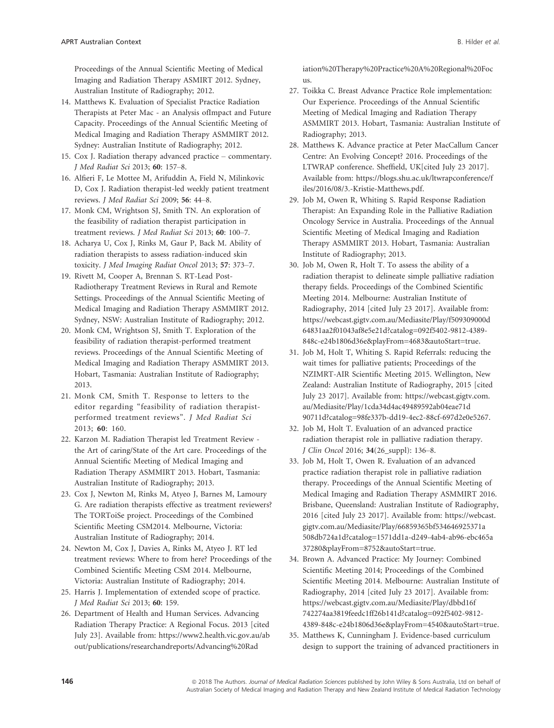Proceedings of the Annual Scientific Meeting of Medical Imaging and Radiation Therapy ASMIRT 2012. Sydney, Australian Institute of Radiography; 2012.

14. Matthews K. Evaluation of Specialist Practice Radiation Therapists at Peter Mac - an Analysis ofImpact and Future Capacity. Proceedings of the Annual Scientific Meeting of Medical Imaging and Radiation Therapy ASMMIRT 2012. Sydney: Australian Institute of Radiography; 2012.
15. Cox J. Radiation therapy advanced practice – commentary. *J Med Radiat Sci* 2013; **60**: 157–8.
16. Alfieri F, Le Mottee M, Arifuddin A, Field N, Milinkovic D, Cox J. Radiation therapist-led weekly patient treatment reviews. *J Med Radiat Sci* 2009; **56**: 44–8.
17. Monk CM, Wrightson SJ, Smith TN. An exploration of the feasibility of radiation therapist participation in treatment reviews. *J Med Radiat Sci* 2013; **60**: 100–7.
18. Acharya U, Cox J, Rinks M, Gaur P, Back M. Ability of radiation therapists to assess radiation-induced skin toxicity. *J Med Imaging Radiat Oncol* 2013; **57**: 373–7.
19. Rivett M, Cooper A, Brennan S. RT-Lead Post-Radiotherapy Treatment Reviews in Rural and Remote Settings. Proceedings of the Annual Scientific Meeting of Medical Imaging and Radiation Therapy ASMMIRT 2012. Sydney, NSW: Australian Institute of Radiography; 2012.
20. Monk CM, Wrightson SJ, Smith T. Exploration of the feasibility of radiation therapist-performed treatment reviews. Proceedings of the Annual Scientific Meeting of Medical Imaging and Radiation Therapy ASMMIRT 2013. Hobart, Tasmania: Australian Institute of Radiography; 2013.
21. Monk CM, Smith T. Response to letters to the editor regarding "feasibility of radiation therapist-performed treatment reviews". *J Med Radiat Sci* 2013; **60**: 160.
22. Karzon M. Radiation Therapist led Treatment Review - the Art of caring/State of the Art care. Proceedings of the Annual Scientific Meeting of Medical Imaging and Radiation Therapy ASMMIRT 2013. Hobart, Tasmania: Australian Institute of Radiography; 2013.
23. Cox J, Newton M, Rinks M, Atyeo J, Barnes M, Lamoury G. Are radiation therapists effective as treatment reviewers? The TORToiSe project. Proceedings of the Combined Scientific Meeting CSM2014. Melbourne, Victoria: Australian Institute of Radiography; 2014.
24. Newton M, Cox J, Davies A, Rinks M, Atyeo J. RT led treatment reviews: Where to from here? Proceedings of the Combined Scientific Meeting CSM 2014. Melbourne, Victoria: Australian Institute of Radiography; 2014.
25. Harris J. Implementation of extended scope of practice. *J Med Radiat Sci* 2013; **60**: 159.
26. Department of Health and Human Services. Advancing Radiation Therapy Practice: A Regional Focus. 2013 [cited July 23]. Available from: https://www2.health.vic.gov.au/about/publications/researchandreports/Advancing%20Radiation%20Therapy%20Practice%20A%20Regional%20Focus.
27. Toikka C. Breast Advance Practice Role implementation: Our Experience. Proceedings of the Annual Scientific Meeting of Medical Imaging and Radiation Therapy ASMMIRT 2013. Hobart, Tasmania: Australian Institute of Radiography; 2013.
28. Matthews K. Advance practice at Peter MacCallum Cancer Centre: An Evolving Concept? 2016. Proceedings of the LTWRAP conference. Sheffield, UK[cited July 23 2017]. Available from: https://blogs.shu.ac.uk/ltwrapconference/files/2016/08/3.-Kristie-Matthews.pdf.
29. Job M, Owen R, Whiting S. Rapid Response Radiation Therapist: An Expanding Role in the Palliative Radiation Oncology Service in Australia. Proceedings of the Annual Scientific Meeting of Medical Imaging and Radiation Therapy ASMMIRT 2013. Hobart, Tasmania: Australian Institute of Radiography; 2013.
30. Job M, Owen R, Holt T. To assess the ability of a radiation therapist to delineate simple palliative radiation therapy fields. Proceedings of the Combined Scientific Meeting 2014. Melbourne: Australian Institute of Radiography, 2014 [cited July 23 2017]. Available from: https://webcast.gigtv.com.au/Mediasite/Play/f509309000d64831aa2f01043af8e5e21d?catalog=092f5402-9812-4389-848c-e24b1806d36e&playFrom=4683&autoStart=true.
31. Job M, Holt T, Whiting S. Rapid Referrals: reducing the wait times for palliative patients; Proceedings of the NZIMRT-AIR Scientific Meeting 2015. Wellington, New Zealand: Australian Institute of Radiography, 2015 [cited July 23 2017]. Available from: https://webcast.gigtv.com.au/Mediasite/Play/1cda34d4ac49489592ab04eae71d90711d?catalog=98fe337b-dd19-4ec2-88cf-697d2e0e5267.
32. Job M, Holt T. Evaluation of an advanced practice radiation therapist role in palliative radiation therapy. *J Clin Oncol* 2016; **34**(26_suppl): 136–8.
33. Job M, Holt T, Owen R. Evaluation of an advanced practice radiation therapist role in palliative radiation therapy. Proceedings of the Annual Scientific Meeting of Medical Imaging and Radiation Therapy ASMMIRT 2016. Brisbane, Queensland: Australian Institute of Radiography, 2016 [cited July 23 2017]. Available from: https://webcast.gigtv.com.au/Mediasite/Play/66859365bf534646925371a508db724a1d?catalog=1571dd1a-d249-4ab4-ab96-ebc465a37280&playFrom=8752&autoStart=true.
34. Brown A. Advanced Practice: My Journey: Combined Scientific Meeting 2014; Proceedings of the Combined Scientific Meeting 2014. Melbourne: Australian Institute of Radiography, 2014 [cited July 23 2017]. Available from: https://webcast.gigtv.com.au/Mediasite/Play/dbbd16f742274aa3819feedc1ff26b141d?catalog=092f5402-9812-4389-848c-e24b1806d36e&playFrom=4540&autoStart=true.
35. Matthews K, Cunningham J. Evidence-based curriculum design to support the training of advanced practitioners in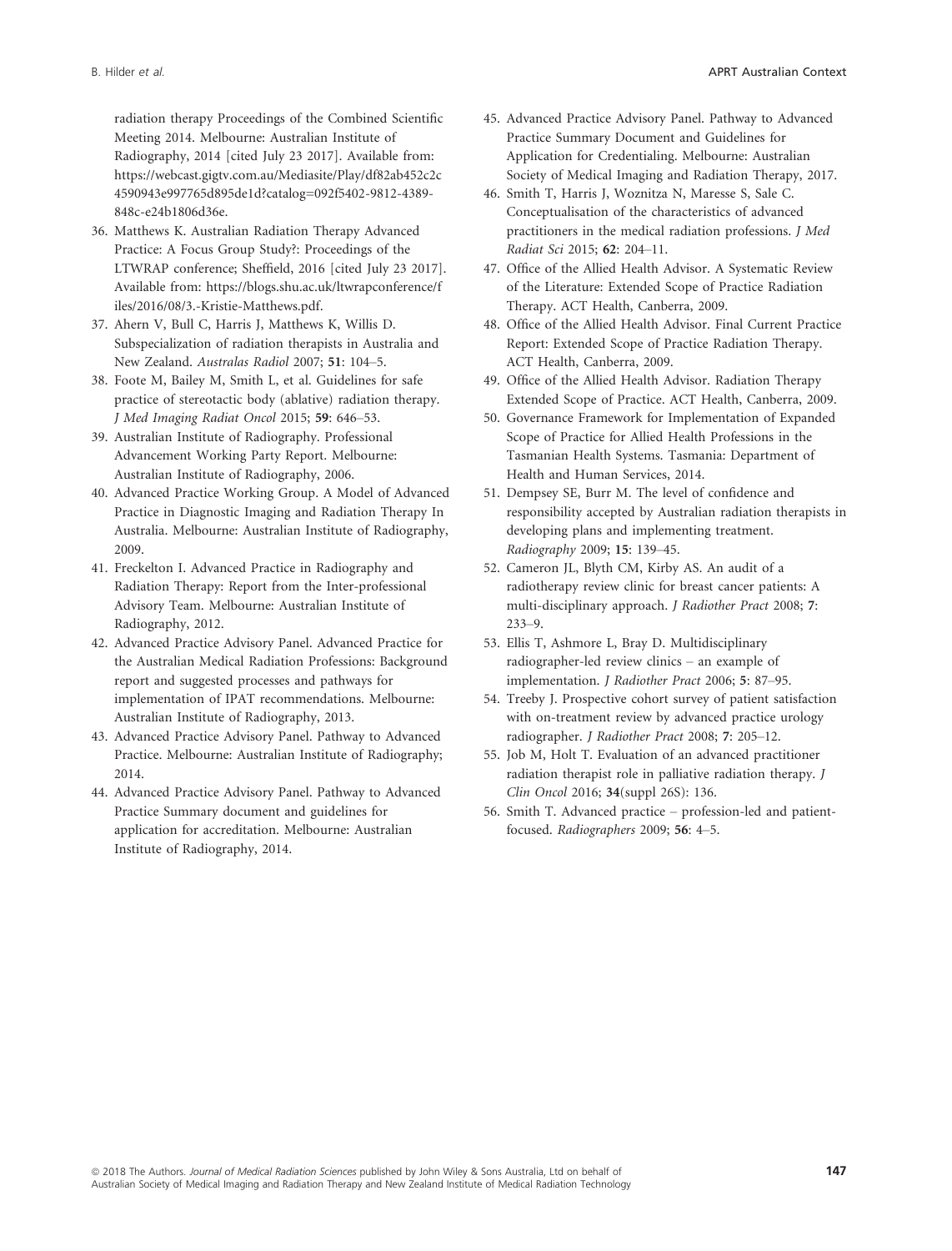radiation therapy Proceedings of the Combined Scientific Meeting 2014. Melbourne: Australian Institute of Radiography, 2014 [cited July 23 2017]. Available from: https://webcast.gigtv.com.au/Mediasite/Play/df82ab452c2c4590943e997765d895de1d?catalog=092f5402-9812-4389-848c-e24b1806d36e.

36. Matthews K. Australian Radiation Therapy Advanced Practice: A Focus Group Study?: Proceedings of the LTWRAP conference; Sheffield, 2016 [cited July 23 2017]. Available from: https://blogs.shu.ac.uk/ltwrapconference/files/2016/08/3.-Kristie-Matthews.pdf.
37. Ahern V, Bull C, Harris J, Matthews K, Willis D. Subspecialization of radiation therapists in Australia and New Zealand. *Australas Radiol* 2007; **51**: 104–5.
38. Foote M, Bailey M, Smith L, et al. Guidelines for safe practice of stereotactic body (ablative) radiation therapy. *J Med Imaging Radiat Oncol* 2015; **59**: 646–53.
39. Australian Institute of Radiography. Professional Advancement Working Party Report. Melbourne: Australian Institute of Radiography, 2006.
40. Advanced Practice Working Group. A Model of Advanced Practice in Diagnostic Imaging and Radiation Therapy In Australia. Melbourne: Australian Institute of Radiography, 2009.
41. Freckelton I. Advanced Practice in Radiography and Radiation Therapy: Report from the Inter-professional Advisory Team. Melbourne: Australian Institute of Radiography, 2012.
42. Advanced Practice Advisory Panel. Advanced Practice for the Australian Medical Radiation Professions: Background report and suggested processes and pathways for implementation of IPAT recommendations. Melbourne: Australian Institute of Radiography, 2013.
43. Advanced Practice Advisory Panel. Pathway to Advanced Practice. Melbourne: Australian Institute of Radiography; 2014.
44. Advanced Practice Advisory Panel. Pathway to Advanced Practice Summary document and guidelines for application for accreditation. Melbourne: Australian Institute of Radiography, 2014.
45. Advanced Practice Advisory Panel. Pathway to Advanced Practice Summary Document and Guidelines for Application for Credentialing. Melbourne: Australian Society of Medical Imaging and Radiation Therapy, 2017.
46. Smith T, Harris J, Woznitza N, Maresse S, Sale C. Conceptualisation of the characteristics of advanced practitioners in the medical radiation professions. *J Med Radiat Sci* 2015; **62**: 204–11.
47. Office of the Allied Health Advisor. A Systematic Review of the Literature: Extended Scope of Practice Radiation Therapy. ACT Health, Canberra, 2009.
48. Office of the Allied Health Advisor. Final Current Practice Report: Extended Scope of Practice Radiation Therapy. ACT Health, Canberra, 2009.
49. Office of the Allied Health Advisor. Radiation Therapy Extended Scope of Practice. ACT Health, Canberra, 2009.
50. Governance Framework for Implementation of Expanded Scope of Practice for Allied Health Professions in the Tasmanian Health Systems. Tasmania: Department of Health and Human Services, 2014.
51. Dempsey SE, Burr M. The level of confidence and responsibility accepted by Australian radiation therapists in developing plans and implementing treatment. *Radiography* 2009; **15**: 139–45.
52. Cameron JL, Blyth CM, Kirby AS. An audit of a radiotherapy review clinic for breast cancer patients: A multi-disciplinary approach. *J Radiother Pract* 2008; **7**: 233–9.
53. Ellis T, Ashmore L, Bray D. Multidisciplinary radiographer-led review clinics – an example of implementation. *J Radiother Pract* 2006; **5**: 87–95.
54. Treeby J. Prospective cohort survey of patient satisfaction with on-treatment review by advanced practice urology radiographer. *J Radiother Pract* 2008; **7**: 205–12.
55. Job M, Holt T. Evaluation of an advanced practitioner radiation therapist role in palliative radiation therapy. *J Clin Oncol* 2016; **34**(suppl 26S): 136.
56. Smith T. Advanced practice – profession-led and patient-focused. *Radiographers* 2009; **56**: 4–5.